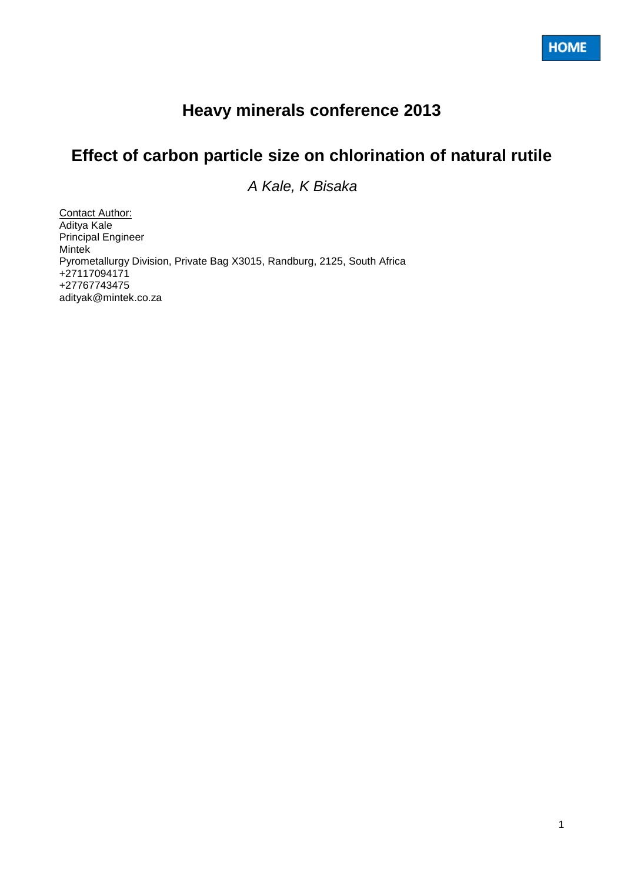# Heavy minerals conference 2013

## Effect of carbon particle size on chlorination of natural rutile

*A Kale, K Bisaka*

Contact Author:
Aditya Kale
Principal Engineer
Mintek
Pyrometallurgy Division, Private Bag X3015, Randburg, 2125, South Africa
+27117094171
+27767743475
adityak@mintek.co.za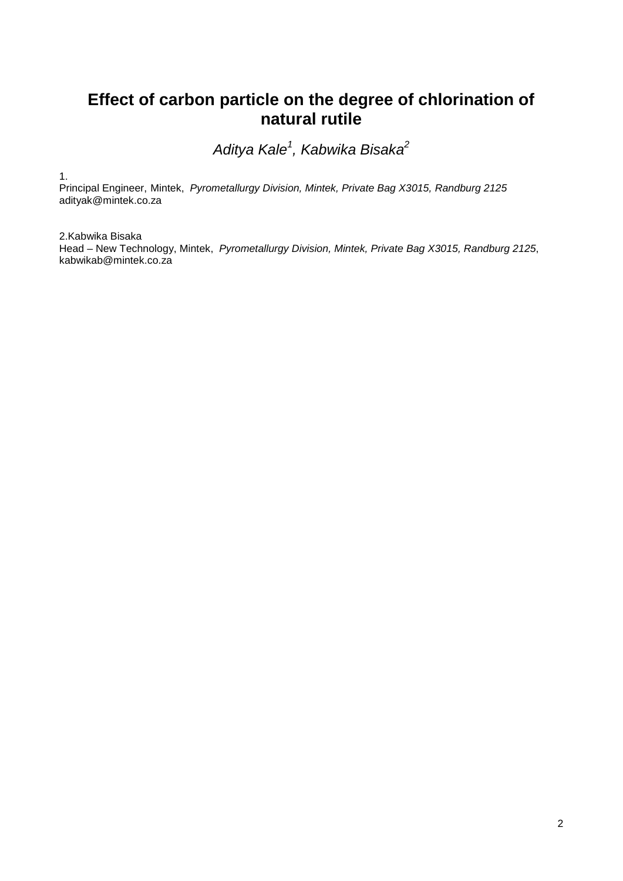# Effect of carbon particle on the degree of chlorination of natural rutile

*Aditya Kale[1], Kabwika Bisaka[2]*

1.
Principal Engineer, Mintek, *Pyrometallurgy Division, Mintek, Private Bag X3015, Randburg 2125*
adityak@mintek.co.za

2.Kabwika Bisaka
Head – New Technology, Mintek, *Pyrometallurgy Division, Mintek, Private Bag X3015, Randburg 2125*, kabwikab@mintek.co.za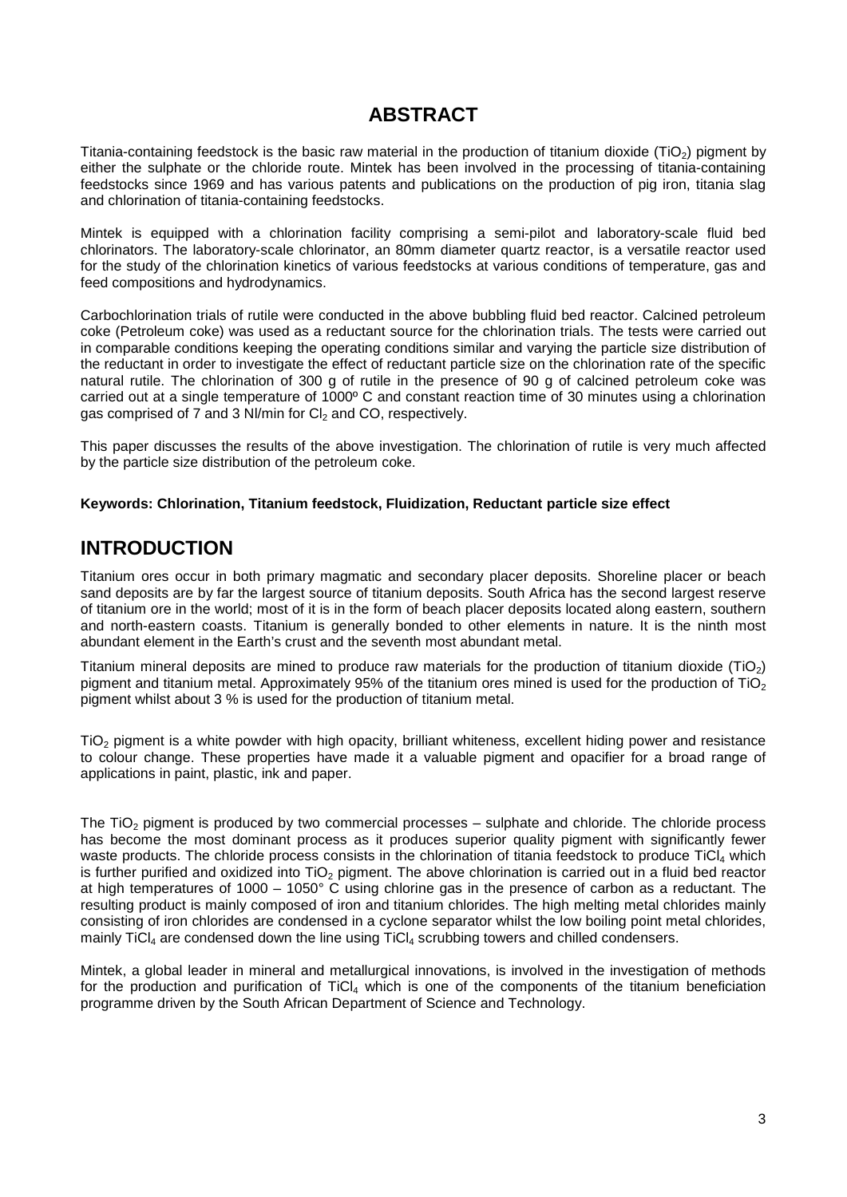# ABSTRACT

Titania-containing feedstock is the basic raw material in the production of titanium dioxide ($TiO_2$) pigment by either the sulphate or the chloride route. Mintek has been involved in the processing of titania-containing feedstocks since 1969 and has various patents and publications on the production of pig iron, titania slag and chlorination of titania-containing feedstocks.

Mintek is equipped with a chlorination facility comprising a semi-pilot and laboratory-scale fluid bed chlorinators. The laboratory-scale chlorinator, an 80mm diameter quartz reactor, is a versatile reactor used for the study of the chlorination kinetics of various feedstocks at various conditions of temperature, gas and feed compositions and hydrodynamics.

Carbochlorination trials of rutile were conducted in the above bubbling fluid bed reactor. Calcined petroleum coke (Petroleum coke) was used as a reductant source for the chlorination trials. The tests were carried out in comparable conditions keeping the operating conditions similar and varying the particle size distribution of the reductant in order to investigate the effect of reductant particle size on the chlorination rate of the specific natural rutile. The chlorination of 300 g of rutile in the presence of 90 g of calcined petroleum coke was carried out at a single temperature of 1000º C and constant reaction time of 30 minutes using a chlorination gas comprised of 7 and 3 Nl/min for $Cl_2$ and CO, respectively.

This paper discusses the results of the above investigation. The chlorination of rutile is very much affected by the particle size distribution of the petroleum coke.

**Keywords: Chlorination, Titanium feedstock, Fluidization, Reductant particle size effect**

# INTRODUCTION

Titanium ores occur in both primary magmatic and secondary placer deposits. Shoreline placer or beach sand deposits are by far the largest source of titanium deposits. South Africa has the second largest reserve of titanium ore in the world; most of it is in the form of beach placer deposits located along eastern, southern and north-eastern coasts. Titanium is generally bonded to other elements in nature. It is the ninth most abundant element in the Earth's crust and the seventh most abundant metal.

Titanium mineral deposits are mined to produce raw materials for the production of titanium dioxide ($TiO_2$) pigment and titanium metal. Approximately 95% of the titanium ores mined is used for the production of $TiO_2$ pigment whilst about 3 % is used for the production of titanium metal.

$TiO_2$ pigment is a white powder with high opacity, brilliant whiteness, excellent hiding power and resistance to colour change. These properties have made it a valuable pigment and opacifier for a broad range of applications in paint, plastic, ink and paper.

The $TiO_2$ pigment is produced by two commercial processes – sulphate and chloride. The chloride process has become the most dominant process as it produces superior quality pigment with significantly fewer waste products. The chloride process consists in the chlorination of titania feedstock to produce $TiCl_4$ which is further purified and oxidized into $TiO_2$ pigment. The above chlorination is carried out in a fluid bed reactor at high temperatures of 1000 – 1050° C using chlorine gas in the presence of carbon as a reductant. The resulting product is mainly composed of iron and titanium chlorides. The high melting metal chlorides mainly consisting of iron chlorides are condensed in a cyclone separator whilst the low boiling point metal chlorides, mainly $TiCl_4$ are condensed down the line using $TiCl_4$ scrubbing towers and chilled condensers.

Mintek, a global leader in mineral and metallurgical innovations, is involved in the investigation of methods for the production and purification of $TiCl_4$ which is one of the components of the titanium beneficiation programme driven by the South African Department of Science and Technology.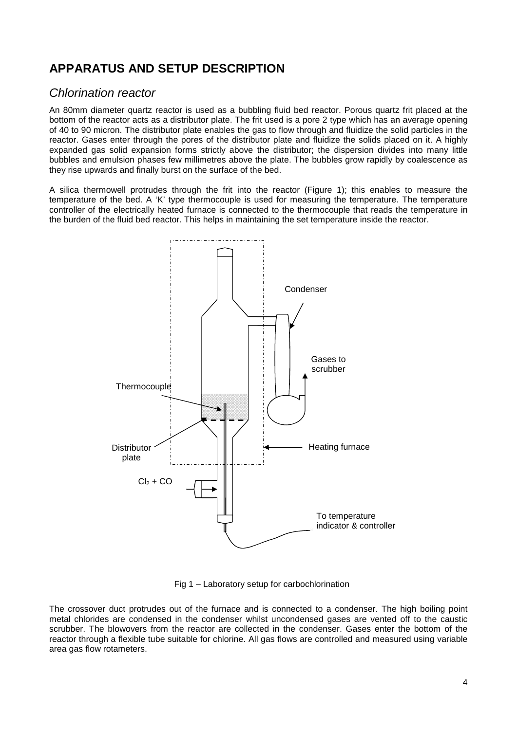## APPARATUS AND SETUP DESCRIPTION

### *Chlorination reactor*

An 80mm diameter quartz reactor is used as a bubbling fluid bed reactor. Porous quartz frit placed at the bottom of the reactor acts as a distributor plate. The frit used is a pore 2 type which has an average opening of 40 to 90 micron. The distributor plate enables the gas to flow through and fluidize the solid particles in the reactor. Gases enter through the pores of the distributor plate and fluidize the solids placed on it. A highly expanded gas solid expansion forms strictly above the distributor; the dispersion divides into many little bubbles and emulsion phases few millimetres above the plate. The bubbles grow rapidly by coalescence as they rise upwards and finally burst on the surface of the bed.

A silica thermowell protrudes through the frit into the reactor (Figure 1); this enables to measure the temperature of the bed. A 'K' type thermocouple is used for measuring the temperature. The temperature controller of the electrically heated furnace is connected to the thermocouple that reads the temperature in the burden of the fluid bed reactor. This helps in maintaining the set temperature inside the reactor.

Condenser

Gases to scrubber

Thermocouple

Distributor plate

Heating furnace

$Cl_2$ + CO

To temperature indicator & controller

Fig 1 – Laboratory setup for carbochlorination

The crossover duct protrudes out of the furnace and is connected to a condenser. The high boiling point metal chlorides are condensed in the condenser whilst uncondensed gases are vented off to the caustic scrubber. The blowovers from the reactor are collected in the condenser. Gases enter the bottom of the reactor through a flexible tube suitable for chlorine. All gas flows are controlled and measured using variable area gas flow rotameters.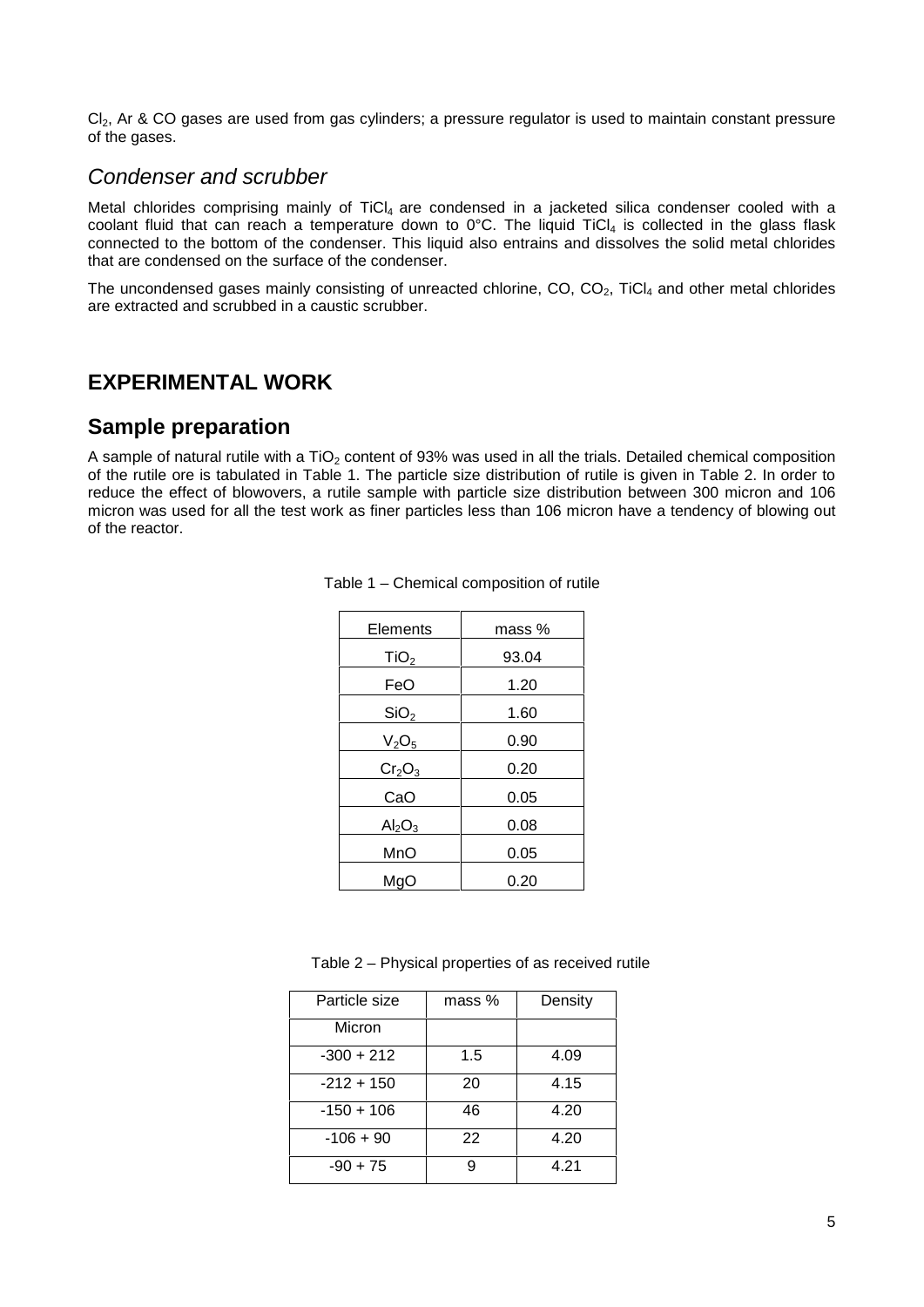$Cl_2$, Ar & CO gases are used from gas cylinders; a pressure regulator is used to maintain constant pressure of the gases.

### *Condenser and scrubber*

Metal chlorides comprising mainly of $TiCl_4$ are condensed in a jacketed silica condenser cooled with a coolant fluid that can reach a temperature down to 0°C. The liquid $TiCl_4$ is collected in the glass flask connected to the bottom of the condenser. This liquid also entrains and dissolves the solid metal chlorides that are condensed on the surface of the condenser.

The uncondensed gases mainly consisting of unreacted chlorine, CO, $CO_2$, $TiCl_4$ and other metal chlorides are extracted and scrubbed in a caustic scrubber.

# EXPERIMENTAL WORK

## Sample preparation

A sample of natural rutile with a $TiO_2$ content of 93% was used in all the trials. Detailed chemical composition of the rutile ore is tabulated in Table 1. The particle size distribution of rutile is given in Table 2. In order to reduce the effect of blowovers, a rutile sample with particle size distribution between 300 micron and 106 micron was used for all the test work as finer particles less than 106 micron have a tendency of blowing out of the reactor.

Table 1 – Chemical composition of rutile

| Elements | mass % |
|---|---|
| $TiO_2$ | 93.04 |
| FeO | 1.20 |
| $SiO_2$ | 1.60 |
| $V_2O_5$ | 0.90 |
| $Cr_2O_3$ | 0.20 |
| CaO | 0.05 |
| $Al_2O_3$ | 0.08 |
| MnO | 0.05 |
| MgO | 0.20 |

Table 2 – Physical properties of as received rutile

| Particle size | mass % | Density |
|---|---|---|
| Micron | | |
| -300 + 212 | 1.5 | 4.09 |
| -212 + 150 | 20 | 4.15 |
| -150 + 106 | 46 | 4.20 |
| -106 + 90 | 22 | 4.20 |
| -90 + 75 | 9 | 4.21 |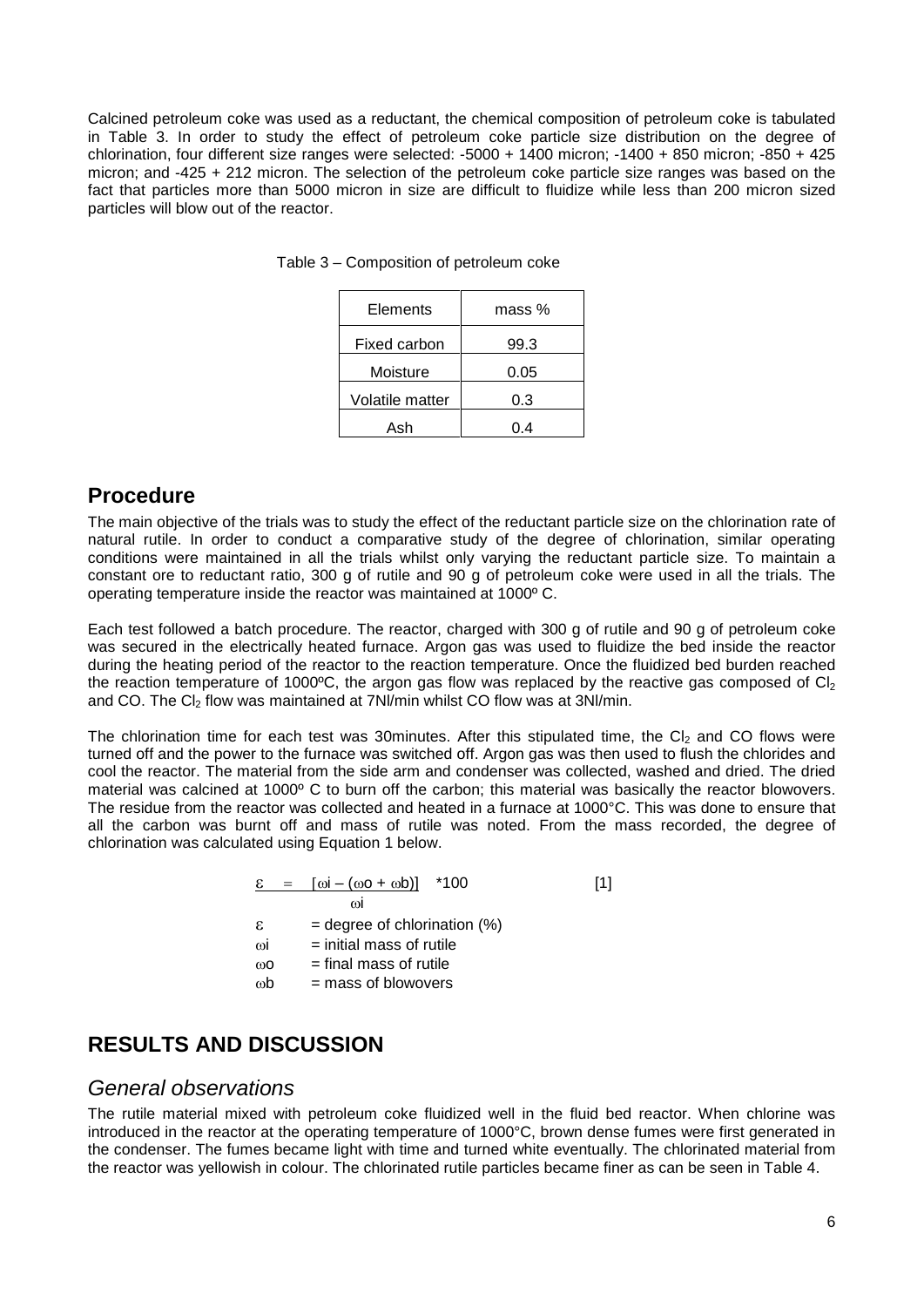Calcined petroleum coke was used as a reductant, the chemical composition of petroleum coke is tabulated in Table 3. In order to study the effect of petroleum coke particle size distribution on the degree of chlorination, four different size ranges were selected: -5000 + 1400 micron; -1400 + 850 micron; -850 + 425 micron; and -425 + 212 micron. The selection of the petroleum coke particle size ranges was based on the fact that particles more than 5000 micron in size are difficult to fluidize while less than 200 micron sized particles will blow out of the reactor.

Table 3 – Composition of petroleum coke

| Elements | mass % |
|---|---|
| Fixed carbon | 99.3 |
| Moisture | 0.05 |
| Volatile matter | 0.3 |
| Ash | 0.4 |

## Procedure

The main objective of the trials was to study the effect of the reductant particle size on the chlorination rate of natural rutile. In order to conduct a comparative study of the degree of chlorination, similar operating conditions were maintained in all the trials whilst only varying the reductant particle size. To maintain a constant ore to reductant ratio, 300 g of rutile and 90 g of petroleum coke were used in all the trials. The operating temperature inside the reactor was maintained at 1000º C.

Each test followed a batch procedure. The reactor, charged with 300 g of rutile and 90 g of petroleum coke was secured in the electrically heated furnace. Argon gas was used to fluidize the bed inside the reactor during the heating period of the reactor to the reaction temperature. Once the fluidized bed burden reached the reaction temperature of 1000ºC, the argon gas flow was replaced by the reactive gas composed of $Cl_2$ and CO. The $Cl_2$ flow was maintained at 7Nl/min whilst CO flow was at 3Nl/min.

The chlorination time for each test was 30minutes. After this stipulated time, the $Cl_2$ and CO flows were turned off and the power to the furnace was switched off. Argon gas was then used to flush the chlorides and cool the reactor. The material from the side arm and condenser was collected, washed and dried. The dried material was calcined at 1000º C to burn off the carbon; this material was basically the reactor blowovers. The residue from the reactor was collected and heated in a furnace at 1000°C. This was done to ensure that all the carbon was burnt off and mass of rutile was noted. From the mass recorded, the degree of chlorination was calculated using Equation 1 below.

$$\varepsilon = \frac{[\omega i - (\omega o + \omega b)]}{\omega i} * 100 \qquad [1]$$

$\varepsilon$ = degree of chlorination (%)

$\omega i$ = initial mass of rutile

$\omega o$ = final mass of rutile

$\omega b$ = mass of blowovers

## RESULTS AND DISCUSSION

### *General observations*

The rutile material mixed with petroleum coke fluidized well in the fluid bed reactor. When chlorine was introduced in the reactor at the operating temperature of 1000°C, brown dense fumes were first generated in the condenser. The fumes became light with time and turned white eventually. The chlorinated material from the reactor was yellowish in colour. The chlorinated rutile particles became finer as can be seen in Table 4.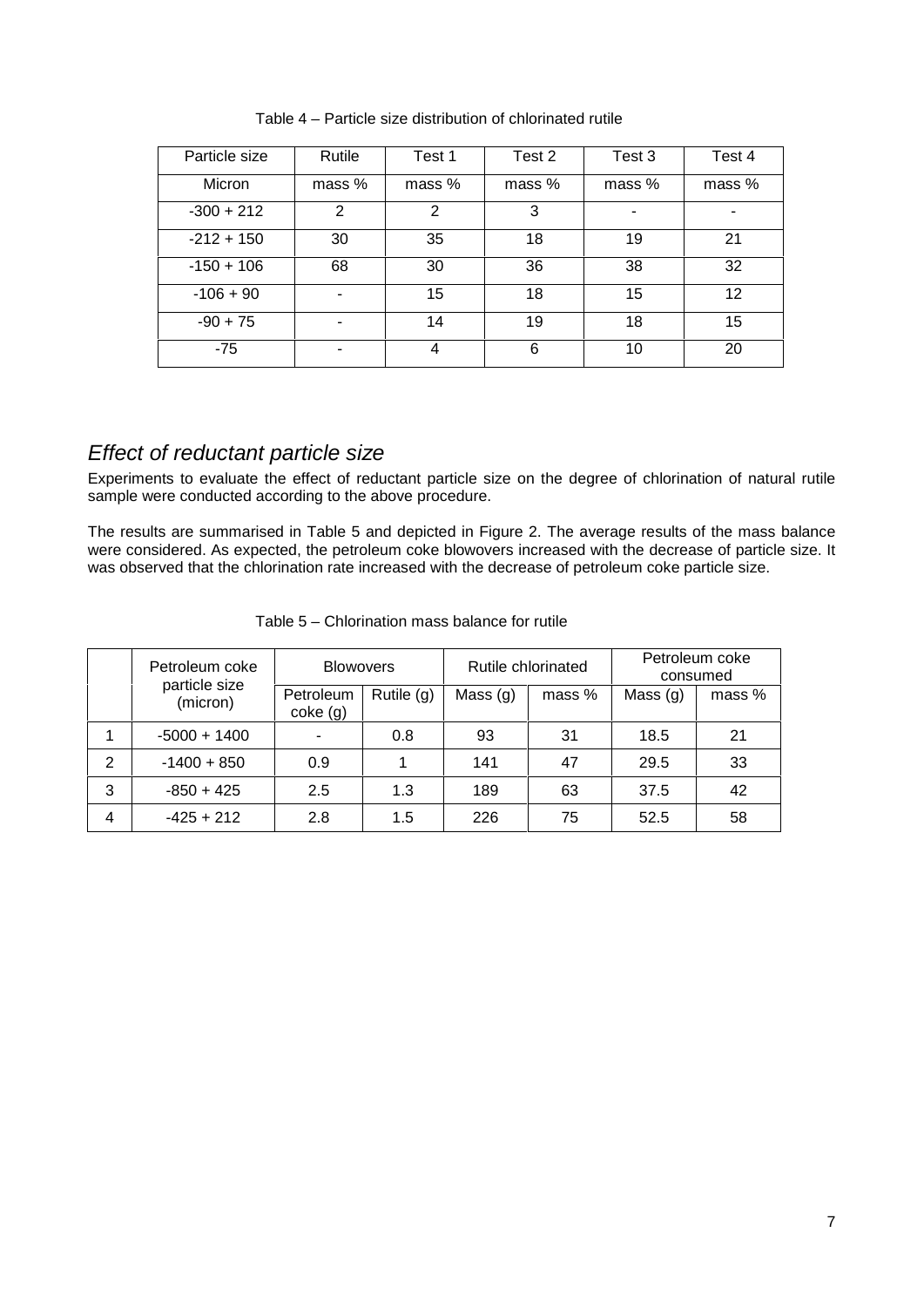Table 4 – Particle size distribution of chlorinated rutile

| Particle size | Rutile | Test 1 | Test 2 | Test 3 | Test 4 |
|---|---|---|---|---|---|
| Micron | mass % | mass % | mass % | mass % | mass % |
| -300 + 212 | 2 | 2 | 3 | - | - |
| -212 + 150 | 30 | 35 | 18 | 19 | 21 |
| -150 + 106 | 68 | 30 | 36 | 38 | 32 |
| -106 + 90 | - | 15 | 18 | 15 | 12 |
| -90 + 75 | - | 14 | 19 | 18 | 15 |
| -75 | - | 4 | 6 | 10 | 20 |

## *Effect of reductant particle size*

Experiments to evaluate the effect of reductant particle size on the degree of chlorination of natural rutile sample were conducted according to the above procedure.

The results are summarised in Table 5 and depicted in Figure 2. The average results of the mass balance were considered. As expected, the petroleum coke blowovers increased with the decrease of particle size. It was observed that the chlorination rate increased with the decrease of petroleum coke particle size.

Table 5 – Chlorination mass balance for rutile

| | Petroleum coke particle size (micron) | Blowovers | | Rutile chlorinated | | Petroleum coke consumed | |
|---|---|---|---|---|---|---|---|
| | | Petroleum coke (g) | Rutile (g) | Mass (g) | mass % | Mass (g) | mass % |
| 1 | -5000 + 1400 | - | 0.8 | 93 | 31 | 18.5 | 21 |
| 2 | -1400 + 850 | 0.9 | 1 | 141 | 47 | 29.5 | 33 |
| 3 | -850 + 425 | 2.5 | 1.3 | 189 | 63 | 37.5 | 42 |
| 4 | -425 + 212 | 2.8 | 1.5 | 226 | 75 | 52.5 | 58 |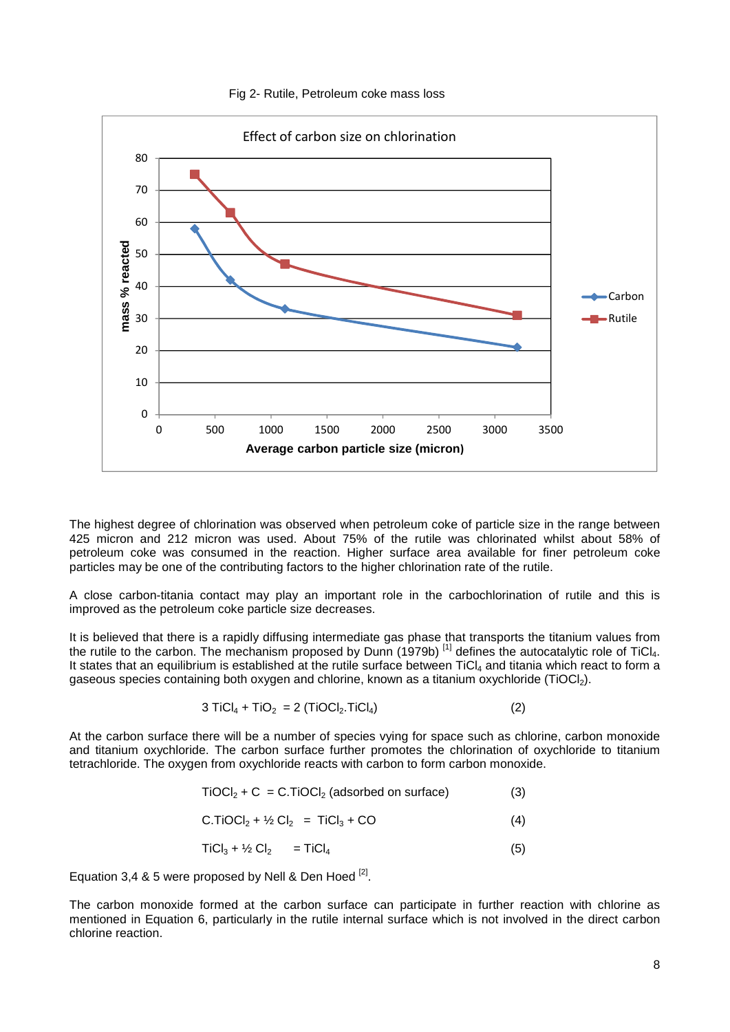Fig 2- Rutile, Petroleum coke mass loss

The highest degree of chlorination was observed when petroleum coke of particle size in the range between 425 micron and 212 micron was used. About 75% of the rutile was chlorinated whilst about 58% of petroleum coke was consumed in the reaction. Higher surface area available for finer petroleum coke particles may be one of the contributing factors to the higher chlorination rate of the rutile.

A close carbon-titania contact may play an important role in the carbochlorination of rutile and this is improved as the petroleum coke particle size decreases.

It is believed that there is a rapidly diffusing intermediate gas phase that transports the titanium values from the rutile to the carbon. The mechanism proposed by Dunn (1979b) [1] defines the autocatalytic role of $TiCl_4$. It states that an equilibrium is established at the rutile surface between $TiCl_4$ and titania which react to form a gaseous species containing both oxygen and chlorine, known as a titanium oxychloride ($TiOCl_2$).

$$3\,TiCl_4 + TiO_2 = 2\,(TiOCl_2.TiCl_4) \qquad (2)$$

At the carbon surface there will be a number of species vying for space such as chlorine, carbon monoxide and titanium oxychloride. The carbon surface further promotes the chlorination of oxychloride to titanium tetrachloride. The oxygen from oxychloride reacts with carbon to form carbon monoxide.

$$TiOCl_2 + C = C.TiOCl_2 \text{ (adsorbed on surface)} \qquad (3)$$

$$C.TiOCl_2 + \tfrac{1}{2}\,Cl_2 = TiCl_3 + CO \qquad (4)$$

$$TiCl_3 + \tfrac{1}{2}\,Cl_2 = TiCl_4 \qquad (5)$$

Equation 3,4 & 5 were proposed by Nell & Den Hoed [2].

The carbon monoxide formed at the carbon surface can participate in further reaction with chlorine as mentioned in Equation 6, particularly in the rutile internal surface which is not involved in the direct carbon chlorine reaction.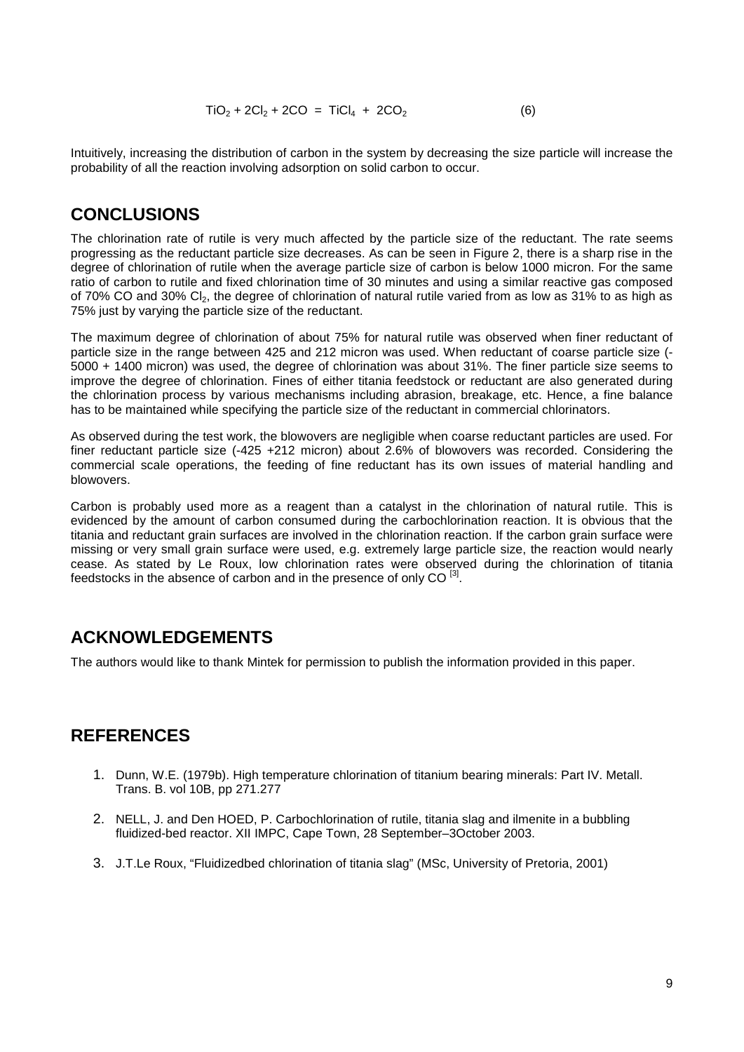$$TiO_2 + 2Cl_2 + 2CO = TiCl_4 + 2CO_2 \qquad (6)$$

Intuitively, increasing the distribution of carbon in the system by decreasing the size particle will increase the probability of all the reaction involving adsorption on solid carbon to occur.

## CONCLUSIONS

The chlorination rate of rutile is very much affected by the particle size of the reductant. The rate seems progressing as the reductant particle size decreases. As can be seen in Figure 2, there is a sharp rise in the degree of chlorination of rutile when the average particle size of carbon is below 1000 micron. For the same ratio of carbon to rutile and fixed chlorination time of 30 minutes and using a similar reactive gas composed of 70% CO and 30% $Cl_2$, the degree of chlorination of natural rutile varied from as low as 31% to as high as 75% just by varying the particle size of the reductant.

The maximum degree of chlorination of about 75% for natural rutile was observed when finer reductant of particle size in the range between 425 and 212 micron was used. When reductant of coarse particle size (-5000 + 1400 micron) was used, the degree of chlorination was about 31%. The finer particle size seems to improve the degree of chlorination. Fines of either titania feedstock or reductant are also generated during the chlorination process by various mechanisms including abrasion, breakage, etc. Hence, a fine balance has to be maintained while specifying the particle size of the reductant in commercial chlorinators.

As observed during the test work, the blowovers are negligible when coarse reductant particles are used. For finer reductant particle size (-425 +212 micron) about 2.6% of blowovers was recorded. Considering the commercial scale operations, the feeding of fine reductant has its own issues of material handling and blowovers.

Carbon is probably used more as a reagent than a catalyst in the chlorination of natural rutile. This is evidenced by the amount of carbon consumed during the carbochlorination reaction. It is obvious that the titania and reductant grain surfaces are involved in the chlorination reaction. If the carbon grain surface were missing or very small grain surface were used, e.g. extremely large particle size, the reaction would nearly cease. As stated by Le Roux, low chlorination rates were observed during the chlorination of titania feedstocks in the absence of carbon and in the presence of only CO [3].

## ACKNOWLEDGEMENTS

The authors would like to thank Mintek for permission to publish the information provided in this paper.

## REFERENCES

1. Dunn, W.E. (1979b). High temperature chlorination of titanium bearing minerals: Part IV. Metall. Trans. B. vol 10B, pp 271.277
2. NELL, J. and Den HOED, P. Carbochlorination of rutile, titania slag and ilmenite in a bubbling fluidized-bed reactor. XII IMPC, Cape Town, 28 September–3October 2003.
3. J.T.Le Roux, "Fluidizedbed chlorination of titania slag" (MSc, University of Pretoria, 2001)